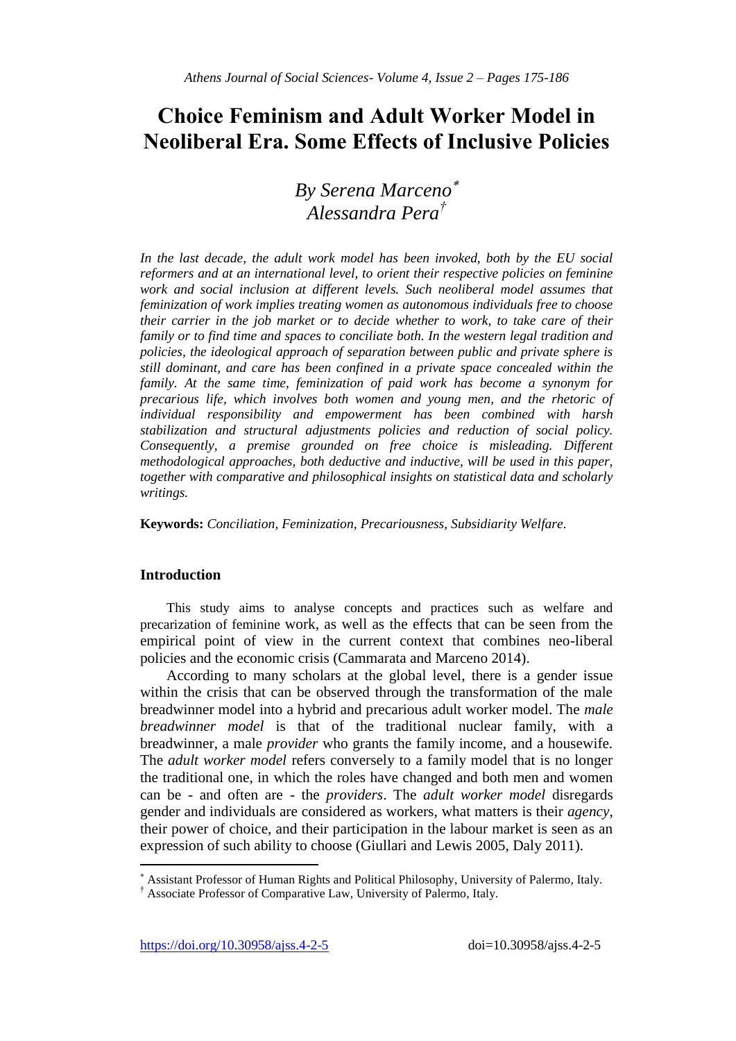# Choice Feminism and Adult Worker Model in Neoliberal Era. Some Effects of Inclusive Policies

*By Serena Marceno*[*]  
*Alessandra Pera*[†]

*In the last decade, the adult work model has been invoked, both by the EU social reformers and at an international level, to orient their respective policies on feminine work and social inclusion at different levels. Such neoliberal model assumes that feminization of work implies treating women as autonomous individuals free to choose their carrier in the job market or to decide whether to work, to take care of their family or to find time and spaces to conciliate both. In the western legal tradition and policies, the ideological approach of separation between public and private sphere is still dominant, and care has been confined in a private space concealed within the family. At the same time, feminization of paid work has become a synonym for precarious life, which involves both women and young men, and the rhetoric of individual responsibility and empowerment has been combined with harsh stabilization and structural adjustments policies and reduction of social policy. Consequently, a premise grounded on free choice is misleading. Different methodological approaches, both deductive and inductive, will be used in this paper, together with comparative and philosophical insights on statistical data and scholarly writings.*

**Keywords:** *Conciliation, Feminization, Precariousness, Subsidiarity Welfare.*

## Introduction

This study aims to analyse concepts and practices such as welfare and precarization of feminine work, as well as the effects that can be seen from the empirical point of view in the current context that combines neo-liberal policies and the economic crisis (Cammarata and Marceno 2014).

According to many scholars at the global level, there is a gender issue within the crisis that can be observed through the transformation of the male breadwinner model into a hybrid and precarious adult worker model. The *male breadwinner model* is that of the traditional nuclear family, with a breadwinner, a male *provider* who grants the family income, and a housewife. The *adult worker model* refers conversely to a family model that is no longer the traditional one, in which the roles have changed and both men and women can be - and often are - the *providers*. The *adult worker model* disregards gender and individuals are considered as workers, what matters is their *agency*, their power of choice, and their participation in the labour market is seen as an expression of such ability to choose (Giullari and Lewis 2005, Daly 2011).

---

[*] Assistant Professor of Human Rights and Political Philosophy, University of Palermo, Italy.  
[†] Associate Professor of Comparative Law, University of Palermo, Italy.

https://doi.org/10.30958/ajss.4-2-5 doi=10.30958/ajss.4-2-5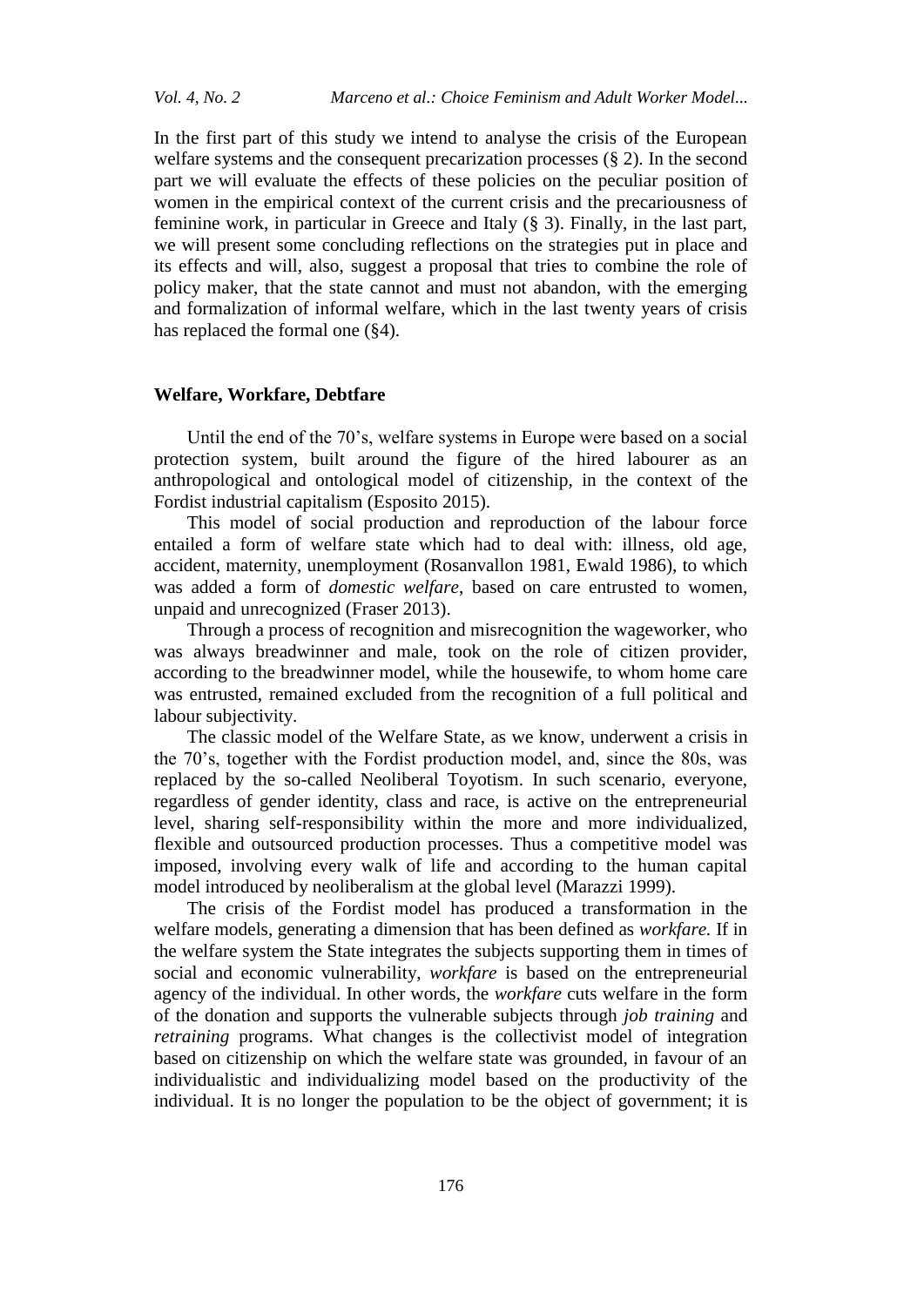In the first part of this study we intend to analyse the crisis of the European welfare systems and the consequent precarization processes (§ 2). In the second part we will evaluate the effects of these policies on the peculiar position of women in the empirical context of the current crisis and the precariousness of feminine work, in particular in Greece and Italy (§ 3). Finally, in the last part, we will present some concluding reflections on the strategies put in place and its effects and will, also, suggest a proposal that tries to combine the role of policy maker, that the state cannot and must not abandon, with the emerging and formalization of informal welfare, which in the last twenty years of crisis has replaced the formal one (§4).

## Welfare, Workfare, Debtfare

Until the end of the 70's, welfare systems in Europe were based on a social protection system, built around the figure of the hired labourer as an anthropological and ontological model of citizenship, in the context of the Fordist industrial capitalism (Esposito 2015).

This model of social production and reproduction of the labour force entailed a form of welfare state which had to deal with: illness, old age, accident, maternity, unemployment (Rosanvallon 1981, Ewald 1986), to which was added a form of *domestic welfare*, based on care entrusted to women, unpaid and unrecognized (Fraser 2013).

Through a process of recognition and misrecognition the wageworker, who was always breadwinner and male, took on the role of citizen provider, according to the breadwinner model, while the housewife, to whom home care was entrusted, remained excluded from the recognition of a full political and labour subjectivity.

The classic model of the Welfare State, as we know, underwent a crisis in the 70's, together with the Fordist production model, and, since the 80s, was replaced by the so-called Neoliberal Toyotism. In such scenario, everyone, regardless of gender identity, class and race, is active on the entrepreneurial level, sharing self-responsibility within the more and more individualized, flexible and outsourced production processes. Thus a competitive model was imposed, involving every walk of life and according to the human capital model introduced by neoliberalism at the global level (Marazzi 1999).

The crisis of the Fordist model has produced a transformation in the welfare models, generating a dimension that has been defined as *workfare.* If in the welfare system the State integrates the subjects supporting them in times of social and economic vulnerability, *workfare* is based on the entrepreneurial agency of the individual. In other words, the *workfare* cuts welfare in the form of the donation and supports the vulnerable subjects through *job training* and *retraining* programs. What changes is the collectivist model of integration based on citizenship on which the welfare state was grounded, in favour of an individualistic and individualizing model based on the productivity of the individual. It is no longer the population to be the object of government; it is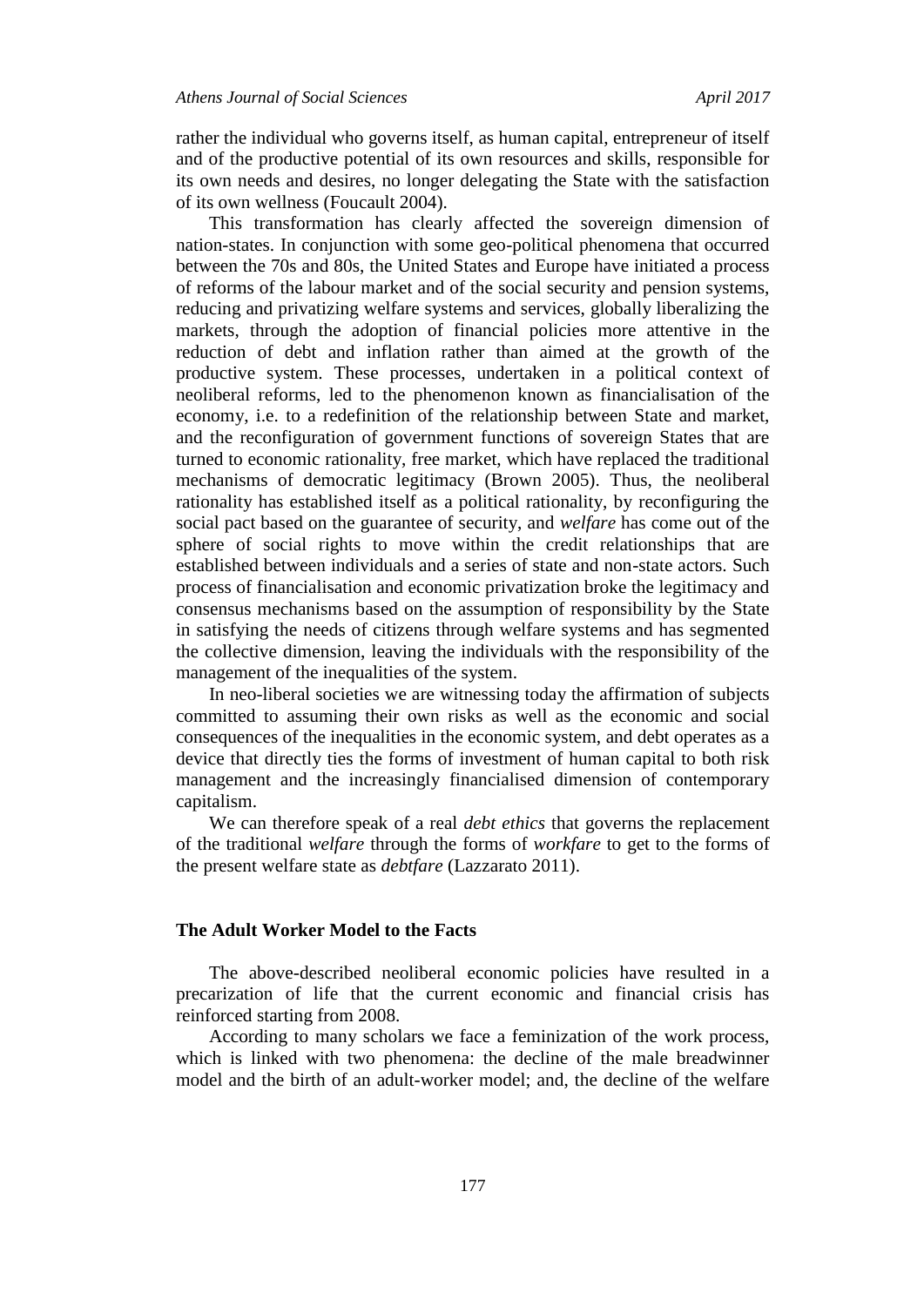rather the individual who governs itself, as human capital, entrepreneur of itself and of the productive potential of its own resources and skills, responsible for its own needs and desires, no longer delegating the State with the satisfaction of its own wellness (Foucault 2004).

This transformation has clearly affected the sovereign dimension of nation-states. In conjunction with some geo-political phenomena that occurred between the 70s and 80s, the United States and Europe have initiated a process of reforms of the labour market and of the social security and pension systems, reducing and privatizing welfare systems and services, globally liberalizing the markets, through the adoption of financial policies more attentive in the reduction of debt and inflation rather than aimed at the growth of the productive system. These processes, undertaken in a political context of neoliberal reforms, led to the phenomenon known as financialisation of the economy, i.e. to a redefinition of the relationship between State and market, and the reconfiguration of government functions of sovereign States that are turned to economic rationality, free market, which have replaced the traditional mechanisms of democratic legitimacy (Brown 2005). Thus, the neoliberal rationality has established itself as a political rationality, by reconfiguring the social pact based on the guarantee of security, and *welfare* has come out of the sphere of social rights to move within the credit relationships that are established between individuals and a series of state and non-state actors. Such process of financialisation and economic privatization broke the legitimacy and consensus mechanisms based on the assumption of responsibility by the State in satisfying the needs of citizens through welfare systems and has segmented the collective dimension, leaving the individuals with the responsibility of the management of the inequalities of the system.

In neo-liberal societies we are witnessing today the affirmation of subjects committed to assuming their own risks as well as the economic and social consequences of the inequalities in the economic system, and debt operates as a device that directly ties the forms of investment of human capital to both risk management and the increasingly financialised dimension of contemporary capitalism.

We can therefore speak of a real *debt ethics* that governs the replacement of the traditional *welfare* through the forms of *workfare* to get to the forms of the present welfare state as *debtfare* (Lazzarato 2011).

## The Adult Worker Model to the Facts

The above-described neoliberal economic policies have resulted in a precarization of life that the current economic and financial crisis has reinforced starting from 2008.

According to many scholars we face a feminization of the work process, which is linked with two phenomena: the decline of the male breadwinner model and the birth of an adult-worker model; and, the decline of the welfare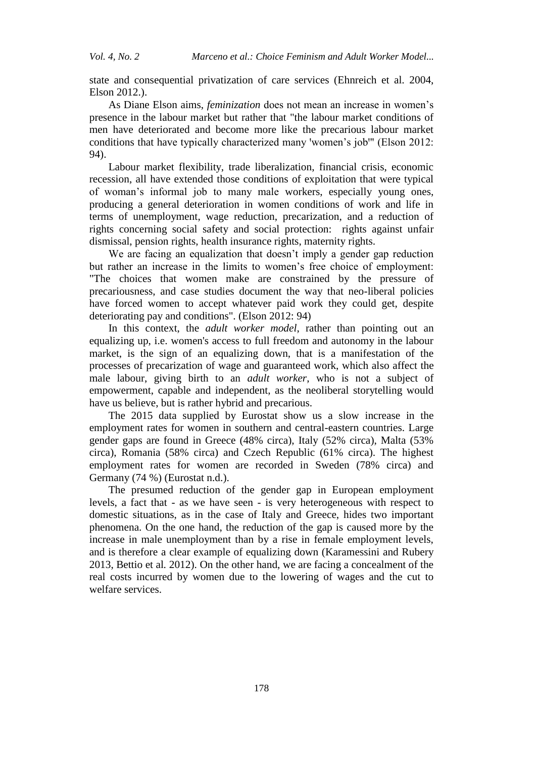state and consequential privatization of care services (Ehnreich et al. 2004, Elson 2012.).

As Diane Elson aims, *feminization* does not mean an increase in women's presence in the labour market but rather that "the labour market conditions of men have deteriorated and become more like the precarious labour market conditions that have typically characterized many 'women's job'" (Elson 2012: 94).

Labour market flexibility, trade liberalization, financial crisis, economic recession, all have extended those conditions of exploitation that were typical of woman's informal job to many male workers, especially young ones, producing a general deterioration in women conditions of work and life in terms of unemployment, wage reduction, precarization, and a reduction of rights concerning social safety and social protection: rights against unfair dismissal, pension rights, health insurance rights, maternity rights.

We are facing an equalization that doesn't imply a gender gap reduction but rather an increase in the limits to women's free choice of employment: "The choices that women make are constrained by the pressure of precariousness, and case studies document the way that neo-liberal policies have forced women to accept whatever paid work they could get, despite deteriorating pay and conditions". (Elson 2012: 94)

In this context, the *adult worker model*, rather than pointing out an equalizing up, i.e. women's access to full freedom and autonomy in the labour market, is the sign of an equalizing down, that is a manifestation of the processes of precarization of wage and guaranteed work, which also affect the male labour, giving birth to an *adult worker*, who is not a subject of empowerment, capable and independent, as the neoliberal storytelling would have us believe, but is rather hybrid and precarious.

The 2015 data supplied by Eurostat show us a slow increase in the employment rates for women in southern and central-eastern countries. Large gender gaps are found in Greece (48% circa), Italy (52% circa), Malta (53% circa), Romania (58% circa) and Czech Republic (61% circa). The highest employment rates for women are recorded in Sweden (78% circa) and Germany (74 %) (Eurostat n.d.).

The presumed reduction of the gender gap in European employment levels, a fact that - as we have seen - is very heterogeneous with respect to domestic situations, as in the case of Italy and Greece, hides two important phenomena. On the one hand, the reduction of the gap is caused more by the increase in male unemployment than by a rise in female employment levels, and is therefore a clear example of equalizing down (Karamessini and Rubery 2013, Bettio et al. 2012). On the other hand, we are facing a concealment of the real costs incurred by women due to the lowering of wages and the cut to welfare services.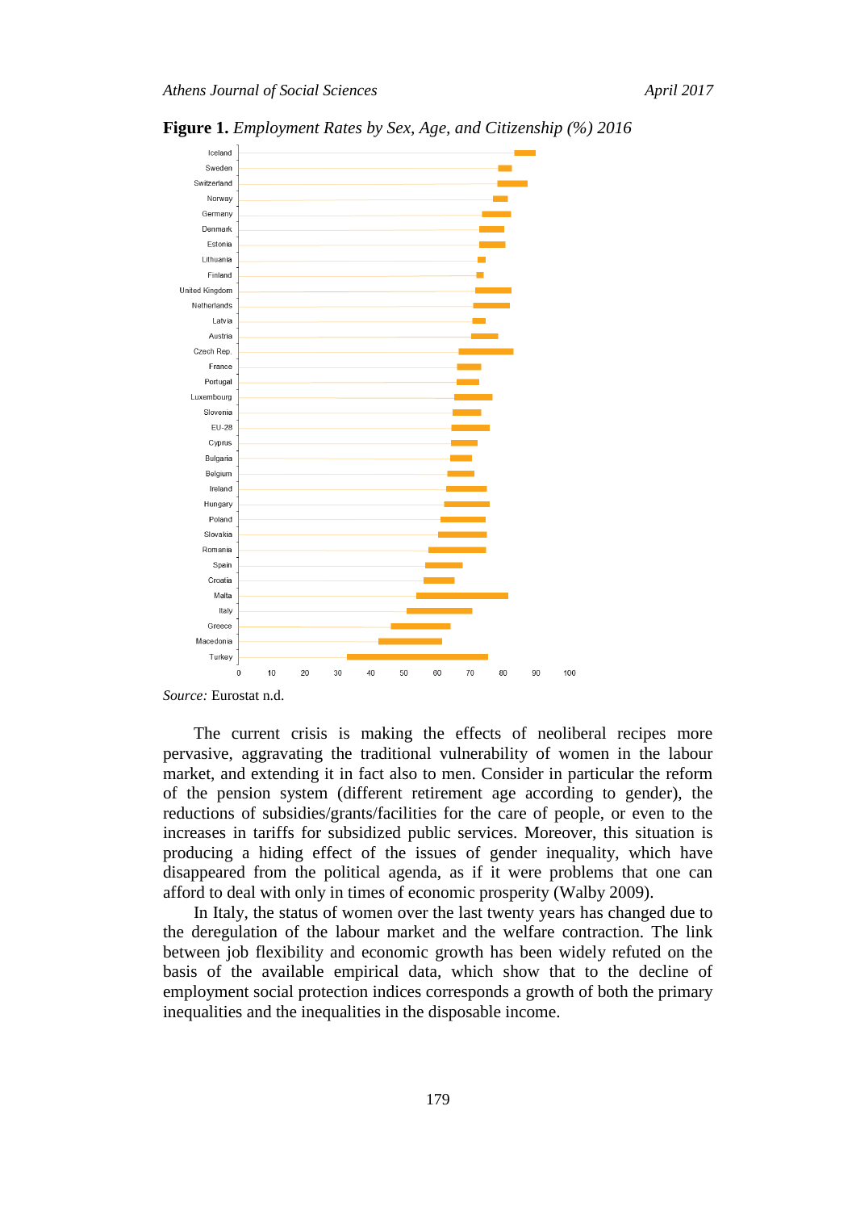**Figure 1.** *Employment Rates by Sex, Age, and Citizenship (%) 2016*

*Source:* Eurostat n.d.

The current crisis is making the effects of neoliberal recipes more pervasive, aggravating the traditional vulnerability of women in the labour market, and extending it in fact also to men. Consider in particular the reform of the pension system (different retirement age according to gender), the reductions of subsidies/grants/facilities for the care of people, or even to the increases in tariffs for subsidized public services. Moreover, this situation is producing a hiding effect of the issues of gender inequality, which have disappeared from the political agenda, as if it were problems that one can afford to deal with only in times of economic prosperity (Walby 2009).

In Italy, the status of women over the last twenty years has changed due to the deregulation of the labour market and the welfare contraction. The link between job flexibility and economic growth has been widely refuted on the basis of the available empirical data, which show that to the decline of employment social protection indices corresponds a growth of both the primary inequalities and the inequalities in the disposable income.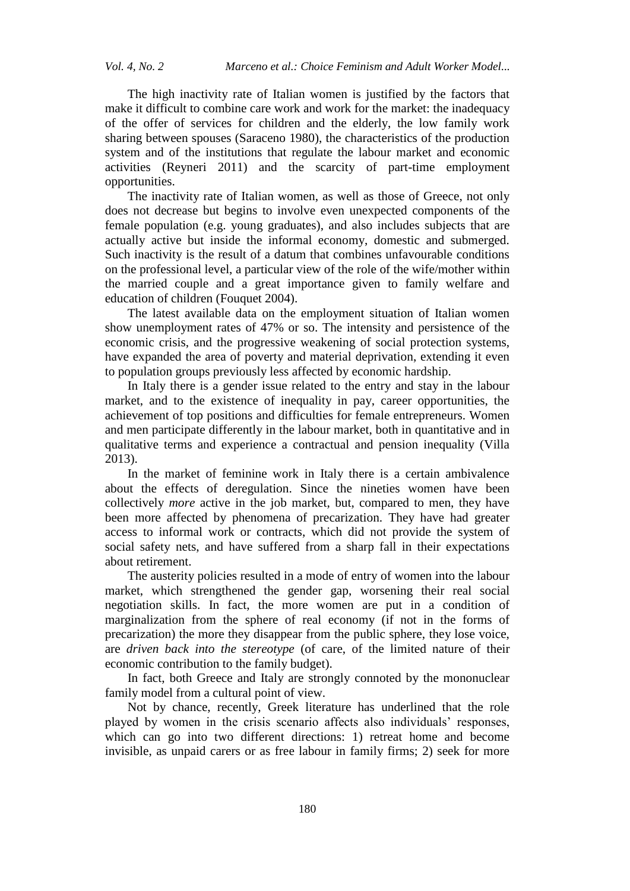The high inactivity rate of Italian women is justified by the factors that make it difficult to combine care work and work for the market: the inadequacy of the offer of services for children and the elderly, the low family work sharing between spouses (Saraceno 1980), the characteristics of the production system and of the institutions that regulate the labour market and economic activities (Reyneri 2011) and the scarcity of part-time employment opportunities.

The inactivity rate of Italian women, as well as those of Greece, not only does not decrease but begins to involve even unexpected components of the female population (e.g. young graduates), and also includes subjects that are actually active but inside the informal economy, domestic and submerged. Such inactivity is the result of a datum that combines unfavourable conditions on the professional level, a particular view of the role of the wife/mother within the married couple and a great importance given to family welfare and education of children (Fouquet 2004).

The latest available data on the employment situation of Italian women show unemployment rates of 47% or so. The intensity and persistence of the economic crisis, and the progressive weakening of social protection systems, have expanded the area of poverty and material deprivation, extending it even to population groups previously less affected by economic hardship.

In Italy there is a gender issue related to the entry and stay in the labour market, and to the existence of inequality in pay, career opportunities, the achievement of top positions and difficulties for female entrepreneurs. Women and men participate differently in the labour market, both in quantitative and in qualitative terms and experience a contractual and pension inequality (Villa 2013).

In the market of feminine work in Italy there is a certain ambivalence about the effects of deregulation. Since the nineties women have been collectively *more* active in the job market, but, compared to men, they have been more affected by phenomena of precarization. They have had greater access to informal work or contracts, which did not provide the system of social safety nets, and have suffered from a sharp fall in their expectations about retirement.

The austerity policies resulted in a mode of entry of women into the labour market, which strengthened the gender gap, worsening their real social negotiation skills. In fact, the more women are put in a condition of marginalization from the sphere of real economy (if not in the forms of precarization) the more they disappear from the public sphere, they lose voice, are *driven back into the stereotype* (of care, of the limited nature of their economic contribution to the family budget).

In fact, both Greece and Italy are strongly connoted by the mononuclear family model from a cultural point of view.

Not by chance, recently, Greek literature has underlined that the role played by women in the crisis scenario affects also individuals' responses, which can go into two different directions: 1) retreat home and become invisible, as unpaid carers or as free labour in family firms; 2) seek for more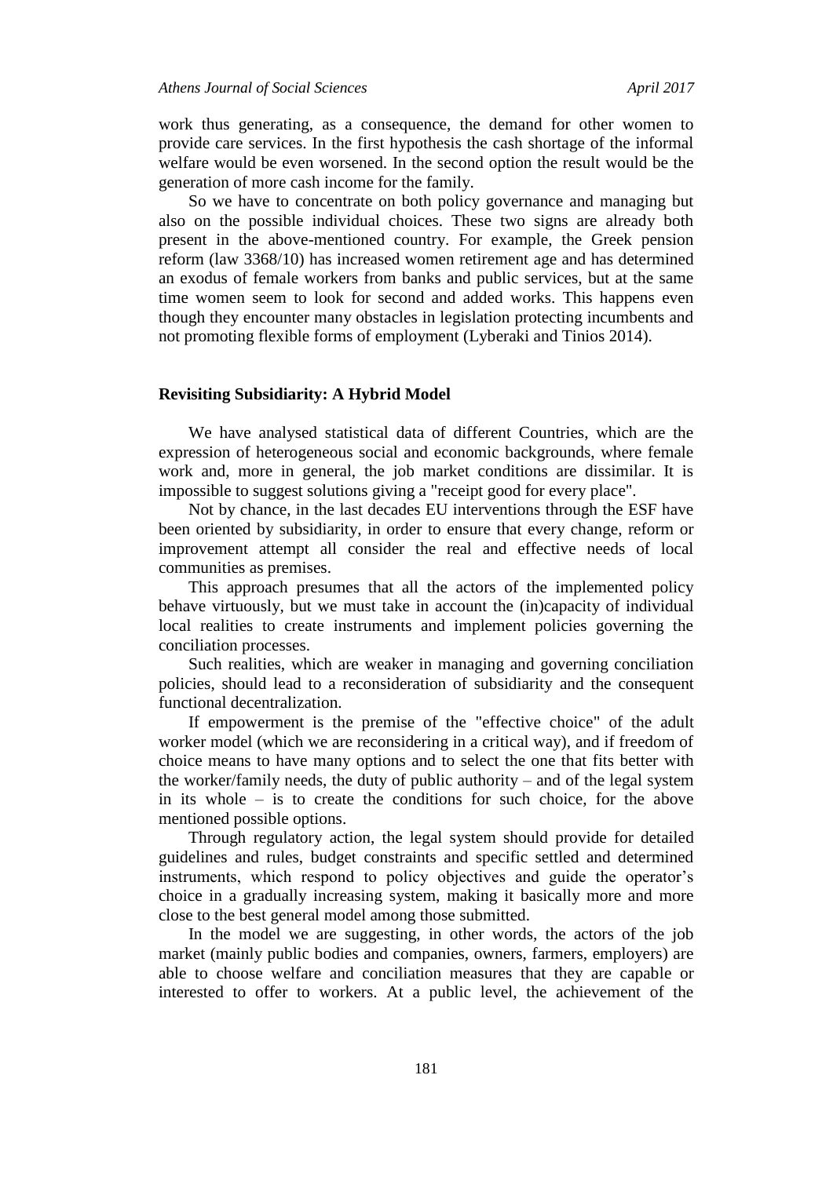work thus generating, as a consequence, the demand for other women to provide care services. In the first hypothesis the cash shortage of the informal welfare would be even worsened. In the second option the result would be the generation of more cash income for the family.

So we have to concentrate on both policy governance and managing but also on the possible individual choices. These two signs are already both present in the above-mentioned country. For example, the Greek pension reform (law 3368/10) has increased women retirement age and has determined an exodus of female workers from banks and public services, but at the same time women seem to look for second and added works. This happens even though they encounter many obstacles in legislation protecting incumbents and not promoting flexible forms of employment (Lyberaki and Tinios 2014).

## Revisiting Subsidiarity: A Hybrid Model

We have analysed statistical data of different Countries, which are the expression of heterogeneous social and economic backgrounds, where female work and, more in general, the job market conditions are dissimilar. It is impossible to suggest solutions giving a "receipt good for every place".

Not by chance, in the last decades EU interventions through the ESF have been oriented by subsidiarity, in order to ensure that every change, reform or improvement attempt all consider the real and effective needs of local communities as premises.

This approach presumes that all the actors of the implemented policy behave virtuously, but we must take in account the (in)capacity of individual local realities to create instruments and implement policies governing the conciliation processes.

Such realities, which are weaker in managing and governing conciliation policies, should lead to a reconsideration of subsidiarity and the consequent functional decentralization.

If empowerment is the premise of the "effective choice" of the adult worker model (which we are reconsidering in a critical way), and if freedom of choice means to have many options and to select the one that fits better with the worker/family needs, the duty of public authority – and of the legal system in its whole – is to create the conditions for such choice, for the above mentioned possible options.

Through regulatory action, the legal system should provide for detailed guidelines and rules, budget constraints and specific settled and determined instruments, which respond to policy objectives and guide the operator's choice in a gradually increasing system, making it basically more and more close to the best general model among those submitted.

In the model we are suggesting, in other words, the actors of the job market (mainly public bodies and companies, owners, farmers, employers) are able to choose welfare and conciliation measures that they are capable or interested to offer to workers. At a public level, the achievement of the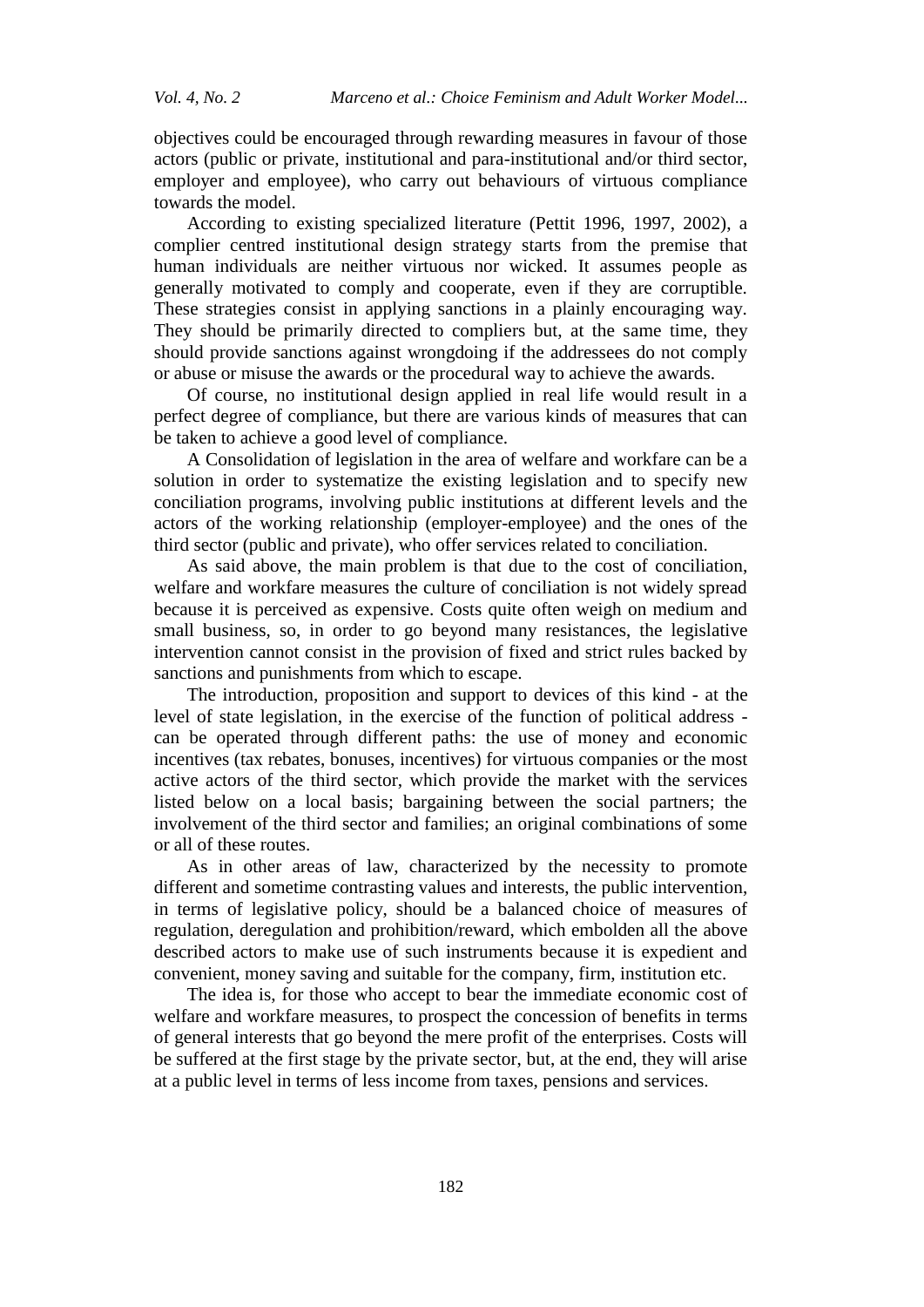objectives could be encouraged through rewarding measures in favour of those actors (public or private, institutional and para-institutional and/or third sector, employer and employee), who carry out behaviours of virtuous compliance towards the model.

According to existing specialized literature (Pettit 1996, 1997, 2002), a complier centred institutional design strategy starts from the premise that human individuals are neither virtuous nor wicked. It assumes people as generally motivated to comply and cooperate, even if they are corruptible. These strategies consist in applying sanctions in a plainly encouraging way. They should be primarily directed to compliers but, at the same time, they should provide sanctions against wrongdoing if the addressees do not comply or abuse or misuse the awards or the procedural way to achieve the awards.

Of course, no institutional design applied in real life would result in a perfect degree of compliance, but there are various kinds of measures that can be taken to achieve a good level of compliance.

A Consolidation of legislation in the area of welfare and workfare can be a solution in order to systematize the existing legislation and to specify new conciliation programs, involving public institutions at different levels and the actors of the working relationship (employer-employee) and the ones of the third sector (public and private), who offer services related to conciliation.

As said above, the main problem is that due to the cost of conciliation, welfare and workfare measures the culture of conciliation is not widely spread because it is perceived as expensive. Costs quite often weigh on medium and small business, so, in order to go beyond many resistances, the legislative intervention cannot consist in the provision of fixed and strict rules backed by sanctions and punishments from which to escape.

The introduction, proposition and support to devices of this kind - at the level of state legislation, in the exercise of the function of political address - can be operated through different paths: the use of money and economic incentives (tax rebates, bonuses, incentives) for virtuous companies or the most active actors of the third sector, which provide the market with the services listed below on a local basis; bargaining between the social partners; the involvement of the third sector and families; an original combinations of some or all of these routes.

As in other areas of law, characterized by the necessity to promote different and sometime contrasting values and interests, the public intervention, in terms of legislative policy, should be a balanced choice of measures of regulation, deregulation and prohibition/reward, which embolden all the above described actors to make use of such instruments because it is expedient and convenient, money saving and suitable for the company, firm, institution etc.

The idea is, for those who accept to bear the immediate economic cost of welfare and workfare measures, to prospect the concession of benefits in terms of general interests that go beyond the mere profit of the enterprises. Costs will be suffered at the first stage by the private sector, but, at the end, they will arise at a public level in terms of less income from taxes, pensions and services.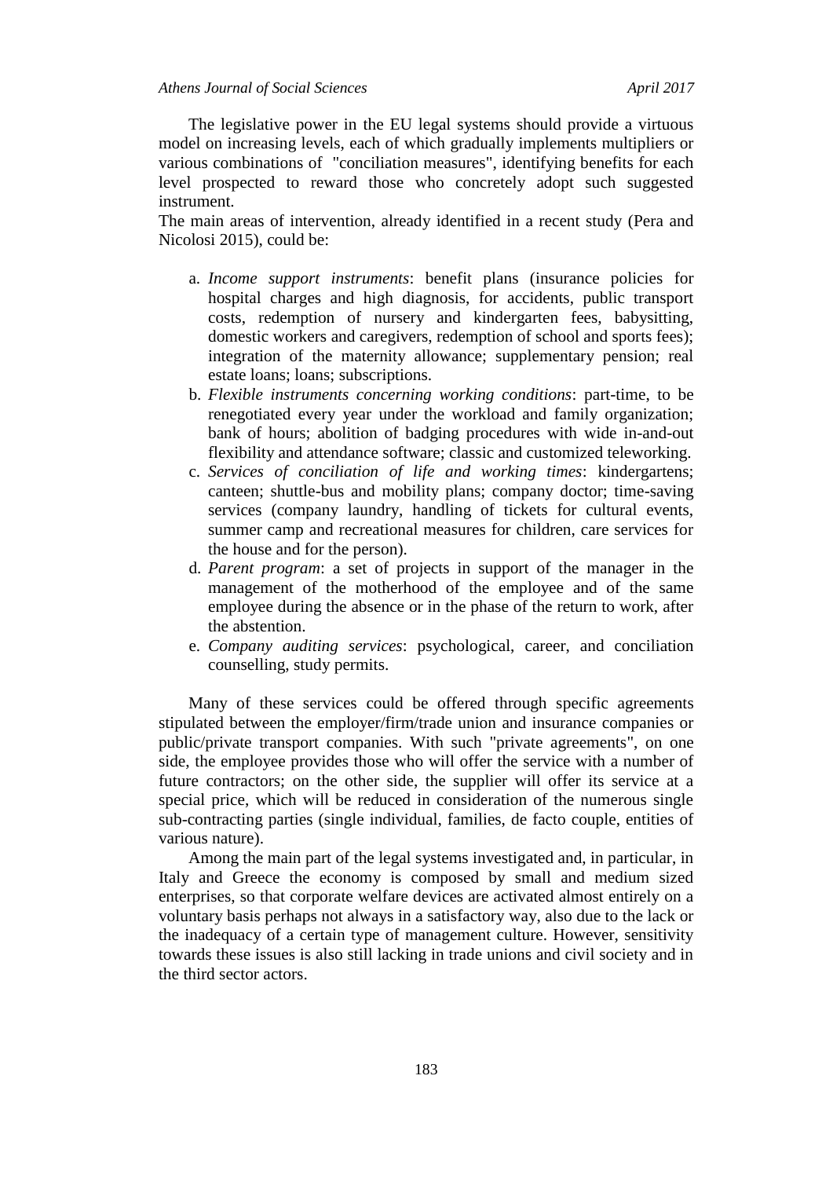The legislative power in the EU legal systems should provide a virtuous model on increasing levels, each of which gradually implements multipliers or various combinations of "conciliation measures", identifying benefits for each level prospected to reward those who concretely adopt such suggested instrument.

The main areas of intervention, already identified in a recent study (Pera and Nicolosi 2015), could be:

a. *Income support instruments*: benefit plans (insurance policies for hospital charges and high diagnosis, for accidents, public transport costs, redemption of nursery and kindergarten fees, babysitting, domestic workers and caregivers, redemption of school and sports fees); integration of the maternity allowance; supplementary pension; real estate loans; loans; subscriptions.
b. *Flexible instruments concerning working conditions*: part-time, to be renegotiated every year under the workload and family organization; bank of hours; abolition of badging procedures with wide in-and-out flexibility and attendance software; classic and customized teleworking.
c. *Services of conciliation of life and working times*: kindergartens; canteen; shuttle-bus and mobility plans; company doctor; time-saving services (company laundry, handling of tickets for cultural events, summer camp and recreational measures for children, care services for the house and for the person).
d. *Parent program*: a set of projects in support of the manager in the management of the motherhood of the employee and of the same employee during the absence or in the phase of the return to work, after the abstention.
e. *Company auditing services*: psychological, career, and conciliation counselling, study permits.

Many of these services could be offered through specific agreements stipulated between the employer/firm/trade union and insurance companies or public/private transport companies. With such "private agreements", on one side, the employee provides those who will offer the service with a number of future contractors; on the other side, the supplier will offer its service at a special price, which will be reduced in consideration of the numerous single sub-contracting parties (single individual, families, de facto couple, entities of various nature).

Among the main part of the legal systems investigated and, in particular, in Italy and Greece the economy is composed by small and medium sized enterprises, so that corporate welfare devices are activated almost entirely on a voluntary basis perhaps not always in a satisfactory way, also due to the lack or the inadequacy of a certain type of management culture. However, sensitivity towards these issues is also still lacking in trade unions and civil society and in the third sector actors.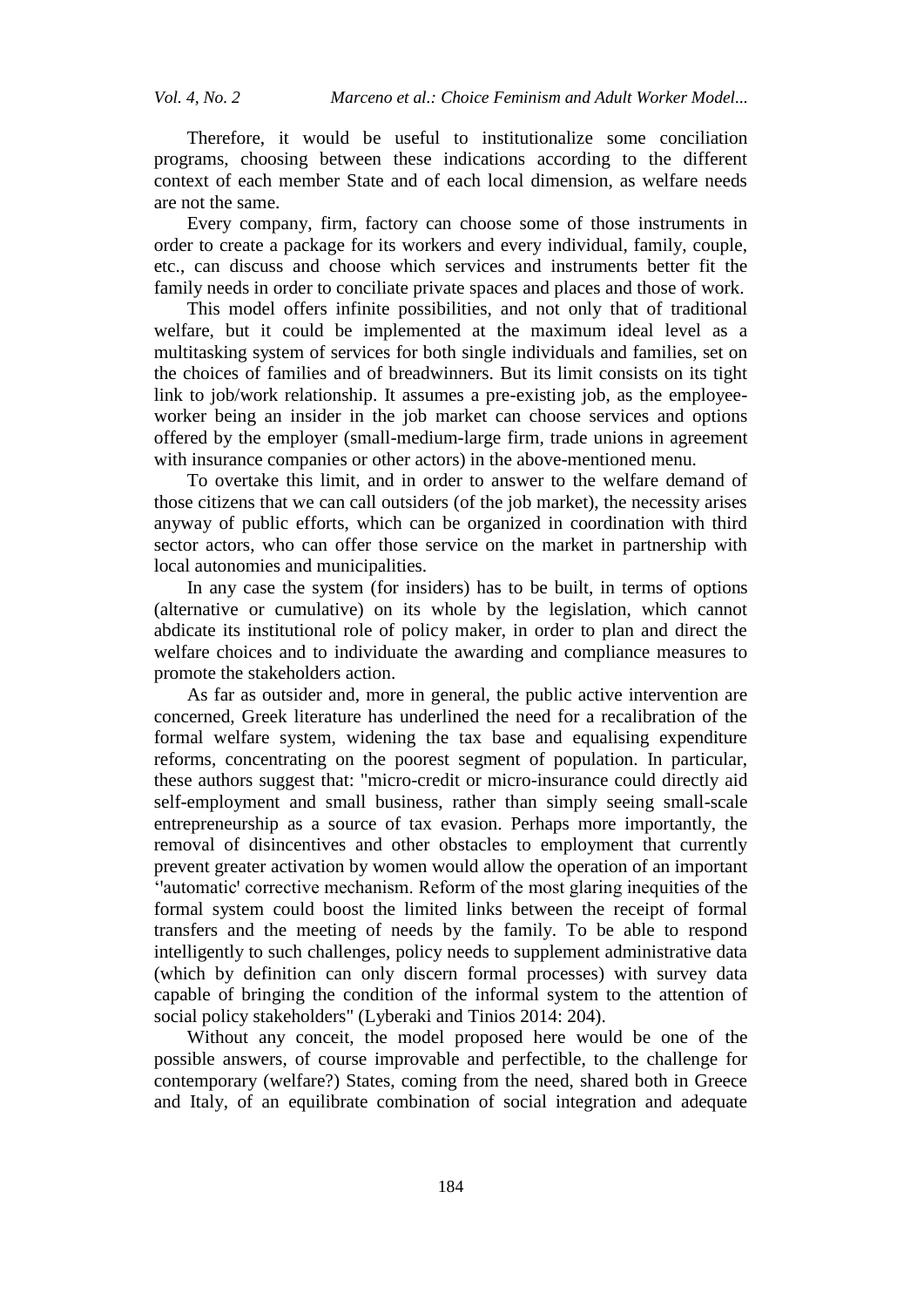Therefore, it would be useful to institutionalize some conciliation programs, choosing between these indications according to the different context of each member State and of each local dimension, as welfare needs are not the same.

Every company, firm, factory can choose some of those instruments in order to create a package for its workers and every individual, family, couple, etc., can discuss and choose which services and instruments better fit the family needs in order to conciliate private spaces and places and those of work.

This model offers infinite possibilities, and not only that of traditional welfare, but it could be implemented at the maximum ideal level as a multitasking system of services for both single individuals and families, set on the choices of families and of breadwinners. But its limit consists on its tight link to job/work relationship. It assumes a pre-existing job, as the employee-worker being an insider in the job market can choose services and options offered by the employer (small-medium-large firm, trade unions in agreement with insurance companies or other actors) in the above-mentioned menu.

To overtake this limit, and in order to answer to the welfare demand of those citizens that we can call outsiders (of the job market), the necessity arises anyway of public efforts, which can be organized in coordination with third sector actors, who can offer those service on the market in partnership with local autonomies and municipalities.

In any case the system (for insiders) has to be built, in terms of options (alternative or cumulative) on its whole by the legislation, which cannot abdicate its institutional role of policy maker, in order to plan and direct the welfare choices and to individuate the awarding and compliance measures to promote the stakeholders action.

As far as outsider and, more in general, the public active intervention are concerned, Greek literature has underlined the need for a recalibration of the formal welfare system, widening the tax base and equalising expenditure reforms, concentrating on the poorest segment of population. In particular, these authors suggest that: "micro-credit or micro-insurance could directly aid self-employment and small business, rather than simply seeing small-scale entrepreneurship as a source of tax evasion. Perhaps more importantly, the removal of disincentives and other obstacles to employment that currently prevent greater activation by women would allow the operation of an important ''automatic' corrective mechanism. Reform of the most glaring inequities of the formal system could boost the limited links between the receipt of formal transfers and the meeting of needs by the family. To be able to respond intelligently to such challenges, policy needs to supplement administrative data (which by definition can only discern formal processes) with survey data capable of bringing the condition of the informal system to the attention of social policy stakeholders" (Lyberaki and Tinios 2014: 204).

Without any conceit, the model proposed here would be one of the possible answers, of course improvable and perfectible, to the challenge for contemporary (welfare?) States, coming from the need, shared both in Greece and Italy, of an equilibrate combination of social integration and adequate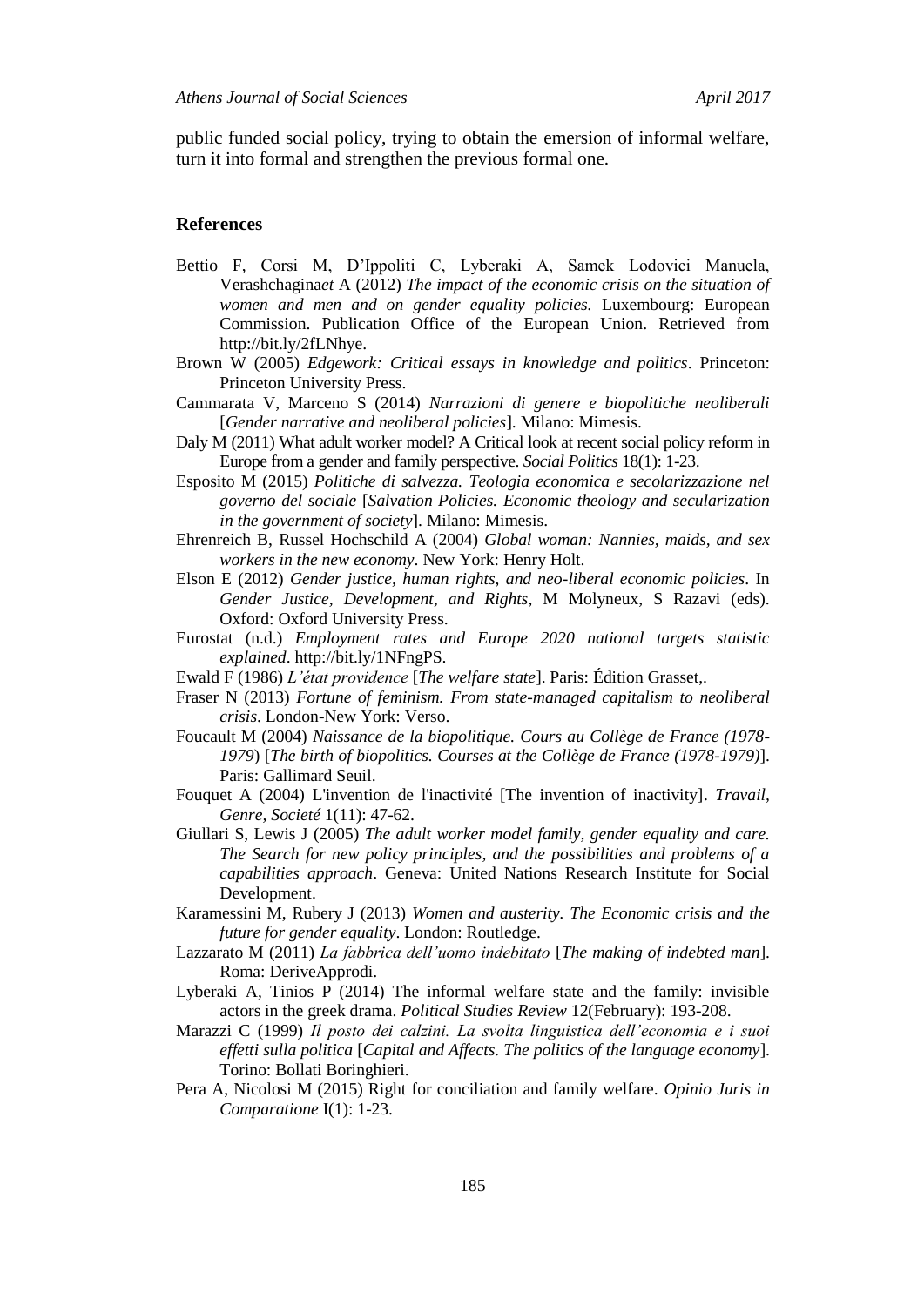public funded social policy, trying to obtain the emersion of informal welfare, turn it into formal and strengthen the previous formal one.

## References

Bettio F, Corsi M, D'Ippoliti C, Lyberaki A, Samek Lodovici Manuela, Verashchagina*et* A (2012) *The impact of the economic crisis on the situation of women and men and on gender equality policies.* Luxembourg: European Commission. Publication Office of the European Union. Retrieved from http://bit.ly/2fLNhye.

Brown W (2005) *Edgework: Critical essays in knowledge and politics*. Princeton: Princeton University Press.

Cammarata V, Marceno S (2014) *Narrazioni di genere e biopolitiche neoliberali* [*Gender narrative and neoliberal policies*]. Milano: Mimesis.

Daly M (2011) What adult worker model? A Critical look at recent social policy reform in Europe from a gender and family perspective. *Social Politics* 18(1): 1-23.

Esposito M (2015) *Politiche di salvezza. Teologia economica e secolarizzazione nel governo del sociale* [*Salvation Policies. Economic theology and secularization in the government of society*]. Milano: Mimesis.

Ehrenreich B, Russel Hochschild A (2004) *Global woman: Nannies, maids, and sex workers in the new economy*. New York: Henry Holt.

Elson E (2012) *Gender justice, human rights, and neo-liberal economic policies*. In *Gender Justice, Development, and Rights*, M Molyneux, S Razavi (eds). Oxford: Oxford University Press.

Eurostat (n.d.) *Employment rates and Europe 2020 national targets statistic explained*. http://bit.ly/1NFngPS.

Ewald F (1986) *L'état providence* [*The welfare state*]. Paris: Édition Grasset,.

Fraser N (2013) *Fortune of feminism. From state-managed capitalism to neoliberal crisis*. London-New York: Verso.

Foucault M (2004) *Naissance de la biopolitique. Cours au Collège de France (1978-1979*) [*The birth of biopolitics. Courses at the Collège de France (1978-1979)*]. Paris: Gallimard Seuil.

Fouquet A (2004) L'invention de l'inactivité [The invention of inactivity]. *Travail, Genre, Societé* 1(11): 47-62.

Giullari S, Lewis J (2005) *The adult worker model family, gender equality and care. The Search for new policy principles, and the possibilities and problems of a capabilities approach*. Geneva: United Nations Research Institute for Social Development.

Karamessini M, Rubery J (2013) *Women and austerity. The Economic crisis and the future for gender equality*. London: Routledge.

Lazzarato M (2011) *La fabbrica dell'uomo indebitato* [*The making of indebted man*]. Roma: DeriveApprodi.

Lyberaki A, Tinios P (2014) The informal welfare state and the family: invisible actors in the greek drama. *Political Studies Review* 12(February): 193-208.

Marazzi C (1999) *Il posto dei calzini. La svolta linguistica dell'economia e i suoi effetti sulla politica* [*Capital and Affects. The politics of the language economy*]. Torino: Bollati Boringhieri.

Pera A, Nicolosi M (2015) Right for conciliation and family welfare. *Opinio Juris in Comparatione* I(1): 1-23.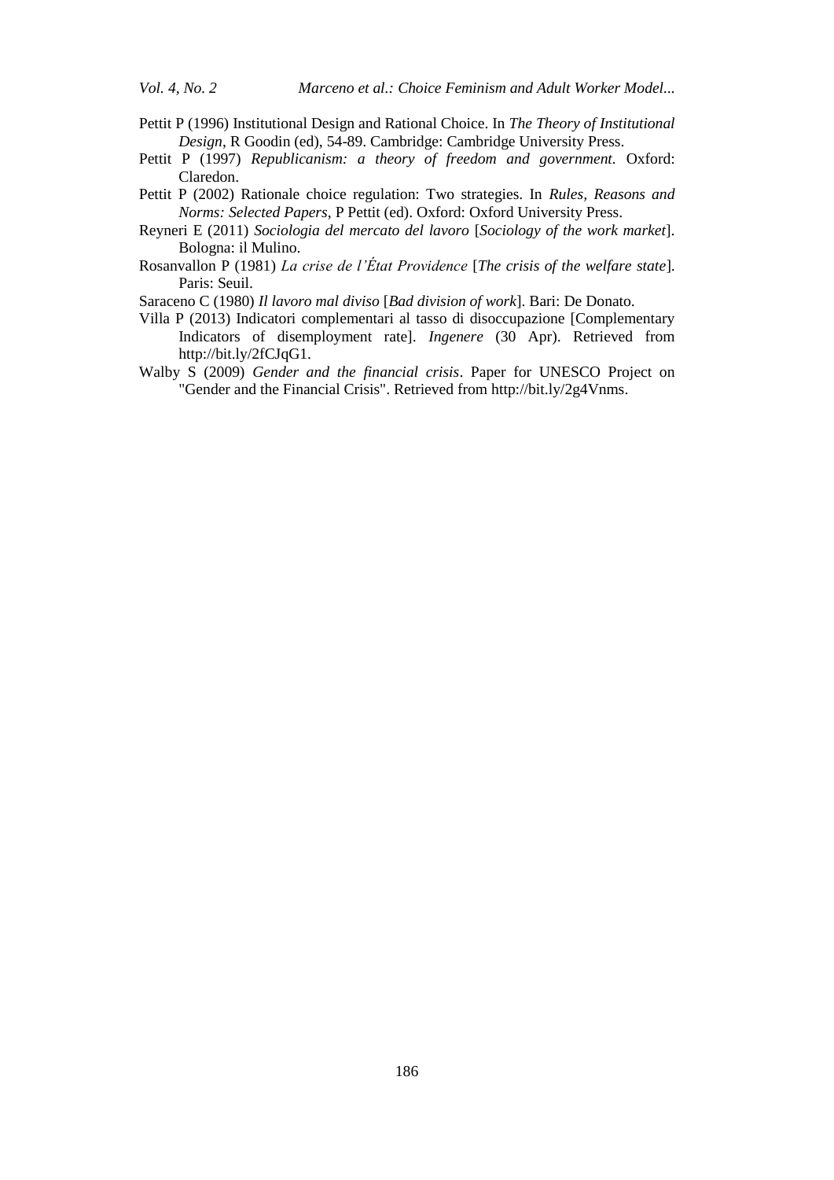Pettit P (1996) Institutional Design and Rational Choice. In *The Theory of Institutional Design*, R Goodin (ed), 54-89. Cambridge: Cambridge University Press.

Pettit P (1997) *Republicanism: a theory of freedom and government.* Oxford: Claredon.

Pettit P (2002) Rationale choice regulation: Two strategies. In *Rules, Reasons and Norms: Selected Papers*, P Pettit (ed). Oxford: Oxford University Press.

Reyneri E (2011) *Sociologia del mercato del lavoro* [*Sociology of the work market*]. Bologna: il Mulino.

Rosanvallon P (1981) *La crise de l'État Providence* [*The crisis of the welfare state*]. Paris: Seuil.

Saraceno C (1980) *Il lavoro mal diviso* [*Bad division of work*]. Bari: De Donato.

Villa P (2013) Indicatori complementari al tasso di disoccupazione [Complementary Indicators of disemployment rate]. *Ingenere* (30 Apr). Retrieved from http://bit.ly/2fCJqG1.

Walby S (2009) *Gender and the financial crisis*. Paper for UNESCO Project on "Gender and the Financial Crisis". Retrieved from http://bit.ly/2g4Vnms.